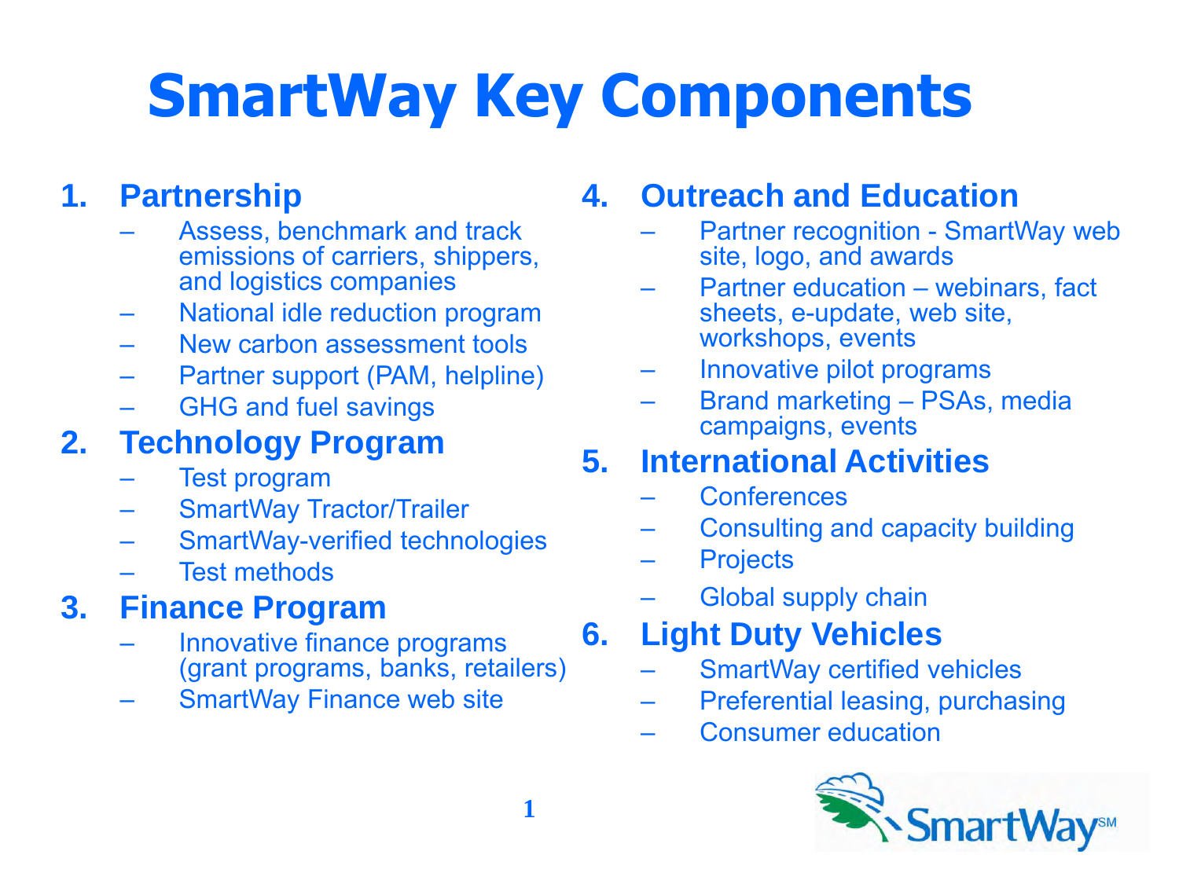# SmartWay Key Components

1. **Partnership**
   - Assess, benchmark and track emissions of carriers, shippers, and logistics companies
   - National idle reduction program
   - New carbon assessment tools
   - Partner support (PAM, helpline)
   - GHG and fuel savings
2. **Technology Program**
   - Test program
   - SmartWay Tractor/Trailer
   - SmartWay-verified technologies
   - Test methods
3. **Finance Program**
   - Innovative finance programs (grant programs, banks, retailers)
   - SmartWay Finance web site
4. **Outreach and Education**
   - Partner recognition - SmartWay web site, logo, and awards
   - Partner education – webinars, fact sheets, e-update, web site, workshops, events
   - Innovative pilot programs
   - Brand marketing – PSAs, media campaigns, events
5. **International Activities**
   - Conferences
   - Consulting and capacity building
   - Projects
   - Global supply chain
6. **Light Duty Vehicles**
   - SmartWay certified vehicles
   - Preferential leasing, purchasing
   - Consumer education

SmartWay℠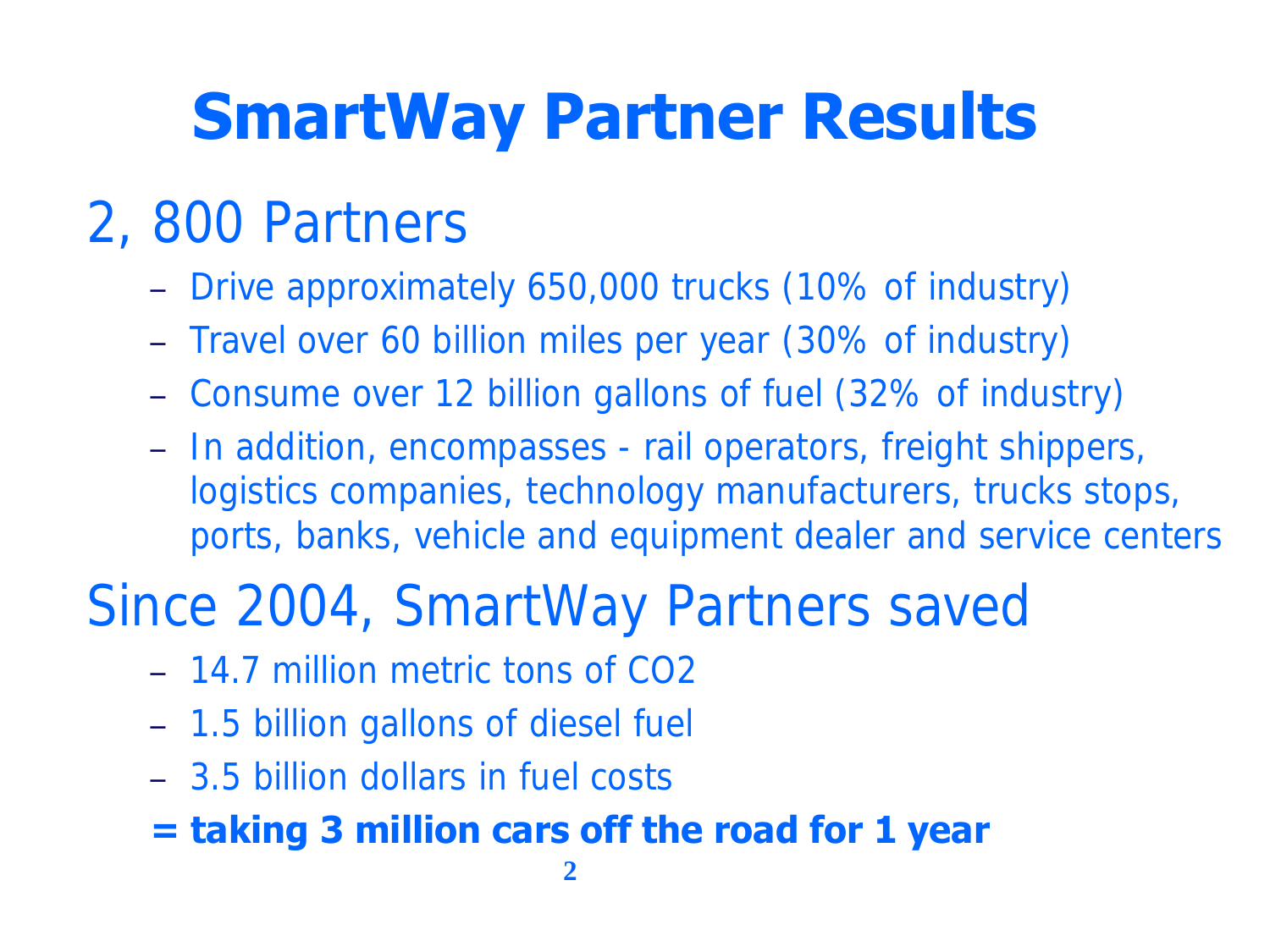# SmartWay Partner Results

## 2, 800 Partners

- Drive approximately 650,000 trucks (10% of industry)
- Travel over 60 billion miles per year (30% of industry)
- Consume over 12 billion gallons of fuel (32% of industry)
- In addition, encompasses - rail operators, freight shippers, logistics companies, technology manufacturers, trucks stops, ports, banks, vehicle and equipment dealer and service centers

## Since 2004, SmartWay Partners saved

- 14.7 million metric tons of $CO_2$
- 1.5 billion gallons of diesel fuel
- 3.5 billion dollars in fuel costs

**= taking 3 million cars off the road for 1 year**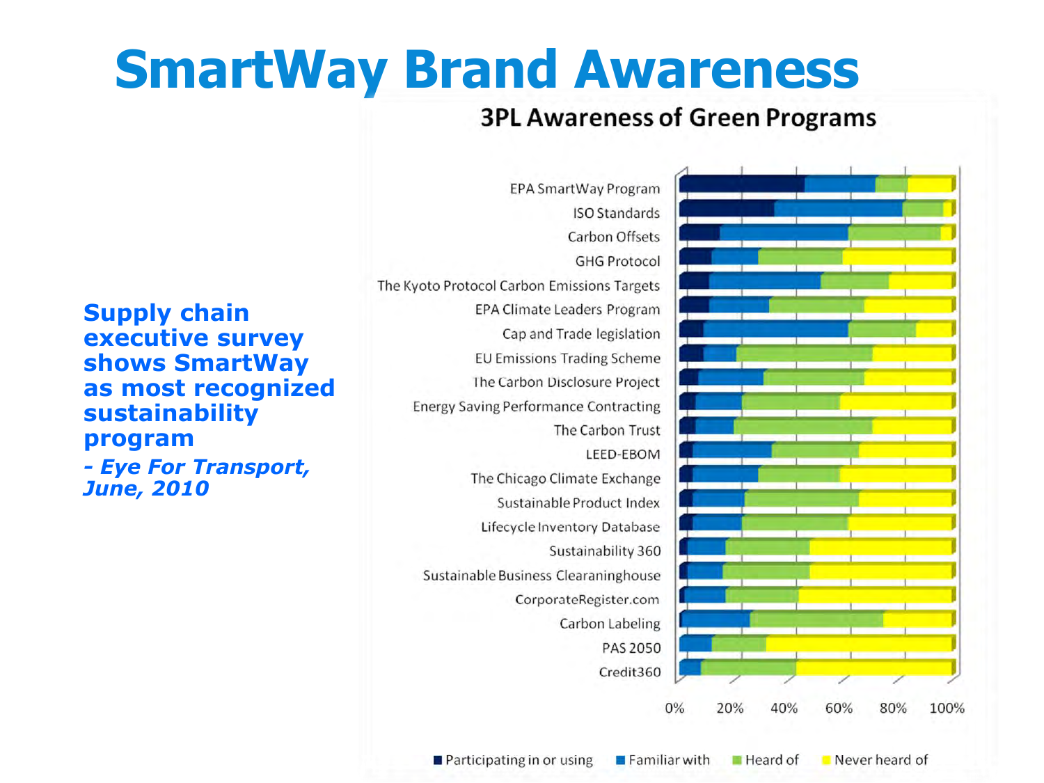# SmartWay Brand Awareness

**Supply chain executive survey shows SmartWay as most recognized sustainability program**

***- Eye For Transport, June, 2010***

## 3PL Awareness of Green Programs

EPA SmartWay Program
ISO Standards
Carbon Offsets
GHG Protocol
The Kyoto Protocol Carbon Emissions Targets
EPA Climate Leaders Program
Cap and Trade legislation
EU Emissions Trading Scheme
The Carbon Disclosure Project
Energy Saving Performance Contracting
The Carbon Trust
LEED-EBOM
The Chicago Climate Exchange
Sustainable Product Index
Lifecycle Inventory Database
Sustainability 360
Sustainable Business Clearaninghouse
CorporateRegister.com
Carbon Labeling
PAS 2050
Credit360

0% 20% 40% 60% 80% 100%

■ Participating in or using ■ Familiar with ■ Heard of ■ Never heard of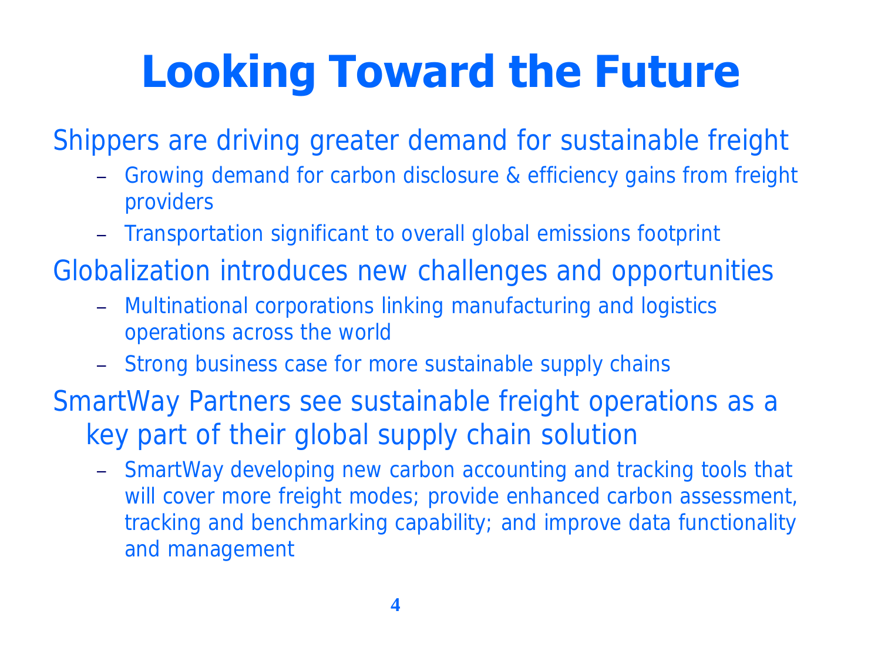# Looking Toward the Future

Shippers are driving greater demand for sustainable freight

- Growing demand for carbon disclosure & efficiency gains from freight providers
- Transportation significant to overall global emissions footprint

Globalization introduces new challenges and opportunities

- Multinational corporations linking manufacturing and logistics operations across the world
- Strong business case for more sustainable supply chains

SmartWay Partners see sustainable freight operations as a key part of their global supply chain solution

- SmartWay developing new carbon accounting and tracking tools that will cover more freight modes; provide enhanced carbon assessment, tracking and benchmarking capability; and improve data functionality and management